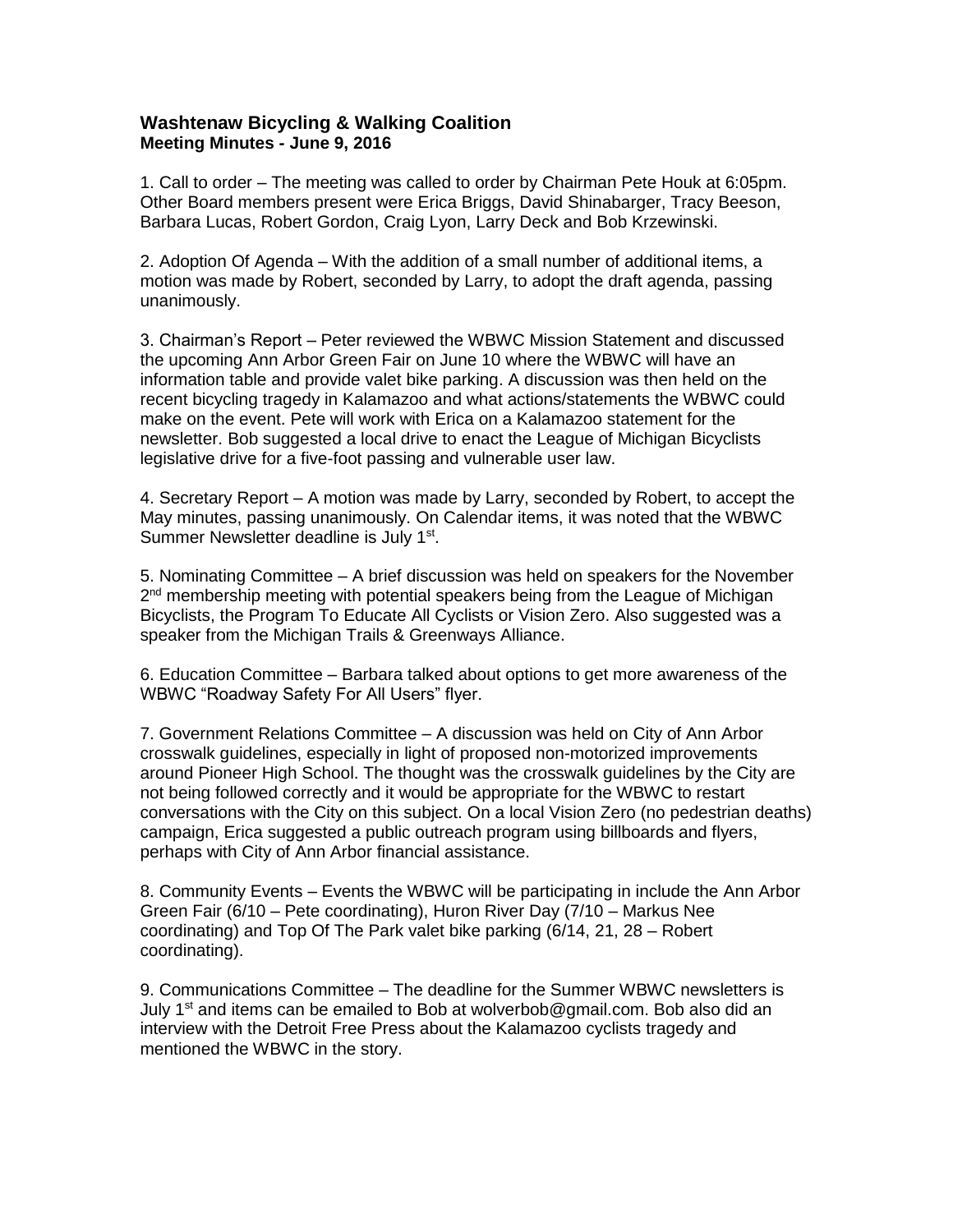# Washtenaw Bicycling & Walking Coalition
**Meeting Minutes - June 9, 2016**

1. Call to order – The meeting was called to order by Chairman Pete Houk at 6:05pm. Other Board members present were Erica Briggs, David Shinabarger, Tracy Beeson, Barbara Lucas, Robert Gordon, Craig Lyon, Larry Deck and Bob Krzewinski.

2. Adoption Of Agenda – With the addition of a small number of additional items, a motion was made by Robert, seconded by Larry, to adopt the draft agenda, passing unanimously.

3. Chairman's Report – Peter reviewed the WBWC Mission Statement and discussed the upcoming Ann Arbor Green Fair on June 10 where the WBWC will have an information table and provide valet bike parking. A discussion was then held on the recent bicycling tragedy in Kalamazoo and what actions/statements the WBWC could make on the event. Pete will work with Erica on a Kalamazoo statement for the newsletter. Bob suggested a local drive to enact the League of Michigan Bicyclists legislative drive for a five-foot passing and vulnerable user law.

4. Secretary Report – A motion was made by Larry, seconded by Robert, to accept the May minutes, passing unanimously. On Calendar items, it was noted that the WBWC Summer Newsletter deadline is July 1st.

5. Nominating Committee – A brief discussion was held on speakers for the November 2nd membership meeting with potential speakers being from the League of Michigan Bicyclists, the Program To Educate All Cyclists or Vision Zero. Also suggested was a speaker from the Michigan Trails & Greenways Alliance.

6. Education Committee – Barbara talked about options to get more awareness of the WBWC "Roadway Safety For All Users" flyer.

7. Government Relations Committee – A discussion was held on City of Ann Arbor crosswalk guidelines, especially in light of proposed non-motorized improvements around Pioneer High School. The thought was the crosswalk guidelines by the City are not being followed correctly and it would be appropriate for the WBWC to restart conversations with the City on this subject. On a local Vision Zero (no pedestrian deaths) campaign, Erica suggested a public outreach program using billboards and flyers, perhaps with City of Ann Arbor financial assistance.

8. Community Events – Events the WBWC will be participating in include the Ann Arbor Green Fair (6/10 – Pete coordinating), Huron River Day (7/10 – Markus Nee coordinating) and Top Of The Park valet bike parking (6/14, 21, 28 – Robert coordinating).

9. Communications Committee – The deadline for the Summer WBWC newsletters is July 1st and items can be emailed to Bob at wolverbob@gmail.com. Bob also did an interview with the Detroit Free Press about the Kalamazoo cyclists tragedy and mentioned the WBWC in the story.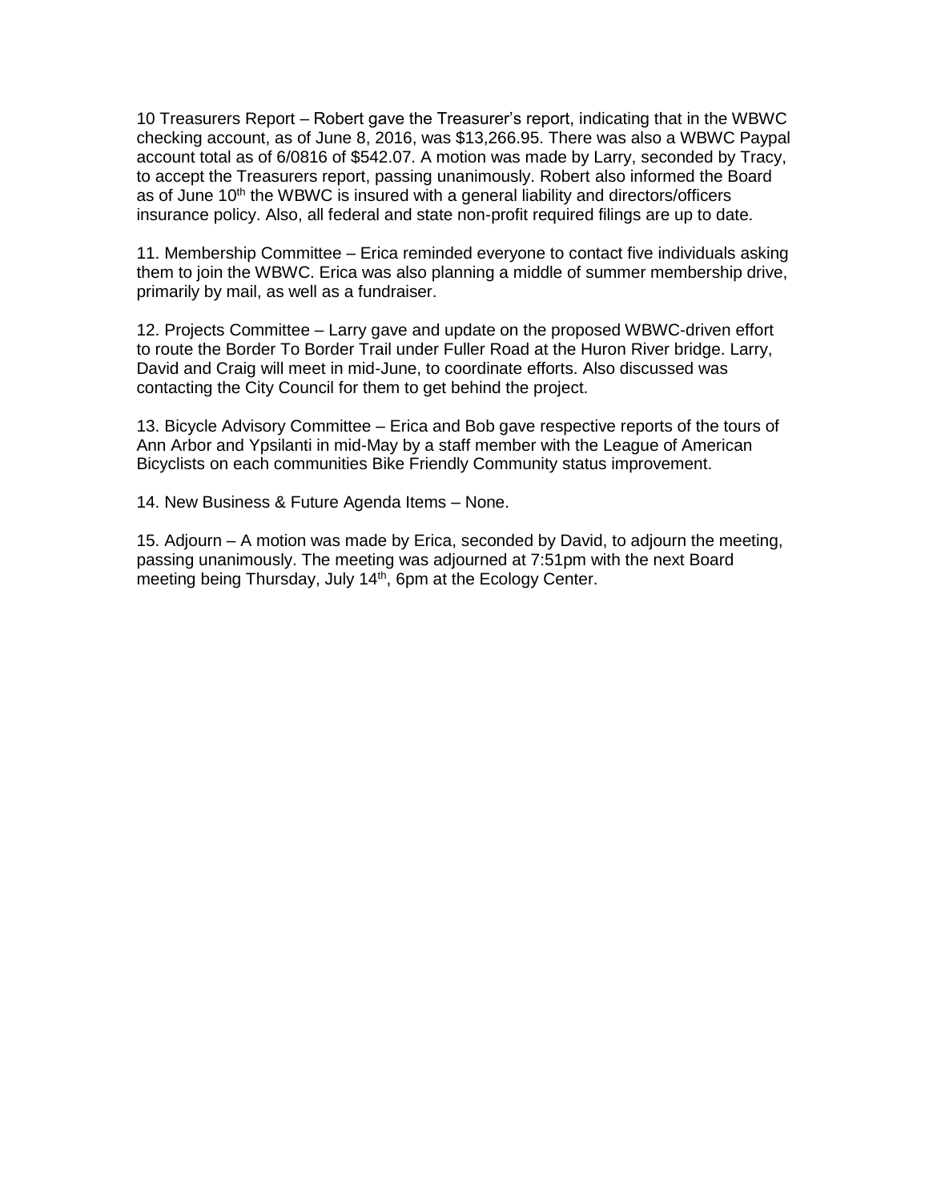10 Treasurers Report – Robert gave the Treasurer's report, indicating that in the WBWC checking account, as of June 8, 2016, was $13,266.95. There was also a WBWC Paypal account total as of 6/0816 of $542.07. A motion was made by Larry, seconded by Tracy, to accept the Treasurers report, passing unanimously. Robert also informed the Board as of June 10th the WBWC is insured with a general liability and directors/officers insurance policy. Also, all federal and state non-profit required filings are up to date.

11. Membership Committee – Erica reminded everyone to contact five individuals asking them to join the WBWC. Erica was also planning a middle of summer membership drive, primarily by mail, as well as a fundraiser.

12. Projects Committee – Larry gave and update on the proposed WBWC-driven effort to route the Border To Border Trail under Fuller Road at the Huron River bridge. Larry, David and Craig will meet in mid-June, to coordinate efforts. Also discussed was contacting the City Council for them to get behind the project.

13. Bicycle Advisory Committee – Erica and Bob gave respective reports of the tours of Ann Arbor and Ypsilanti in mid-May by a staff member with the League of American Bicyclists on each communities Bike Friendly Community status improvement.

14. New Business & Future Agenda Items – None.

15. Adjourn – A motion was made by Erica, seconded by David, to adjourn the meeting, passing unanimously. The meeting was adjourned at 7:51pm with the next Board meeting being Thursday, July 14th, 6pm at the Ecology Center.